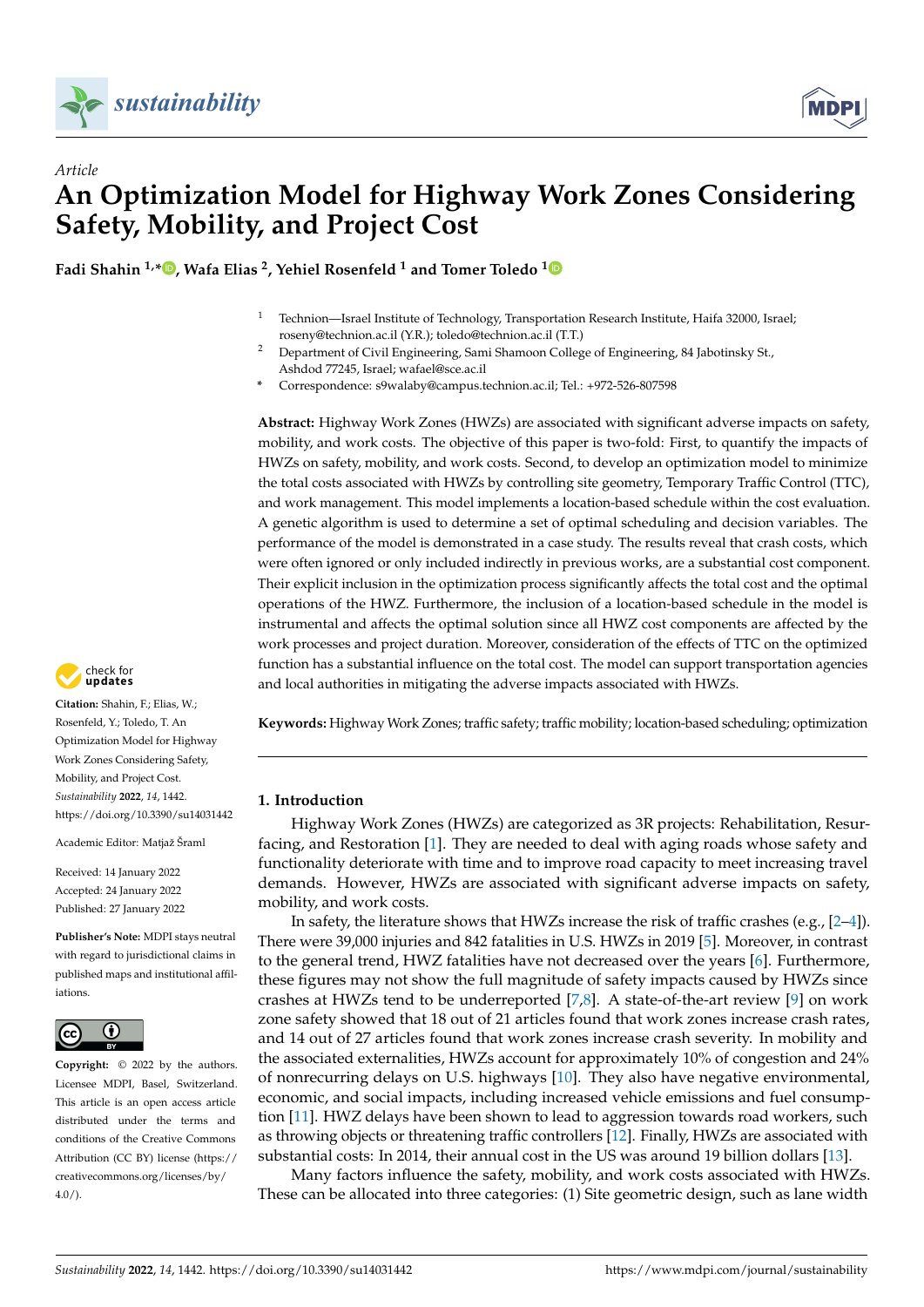Article

# An Optimization Model for Highway Work Zones Considering Safety, Mobility, and Project Cost

**Fadi Shahin [1,*], Wafa Elias [2], Yehiel Rosenfeld [1] and Tomer Toledo [1]**

[1] Technion—Israel Institute of Technology, Transportation Research Institute, Haifa 32000, Israel; roseny@technion.ac.il (Y.R.); toledo@technion.ac.il (T.T.)

[2] Department of Civil Engineering, Sami Shamoon College of Engineering, 84 Jabotinsky St., Ashdod 77245, Israel; wafael@sce.ac.il

[*] Correspondence: s9walaby@campus.technion.ac.il; Tel.: +972-526-807598

**Abstract:** Highway Work Zones (HWZs) are associated with significant adverse impacts on safety, mobility, and work costs. The objective of this paper is two-fold: First, to quantify the impacts of HWZs on safety, mobility, and work costs. Second, to develop an optimization model to minimize the total costs associated with HWZs by controlling site geometry, Temporary Traffic Control (TTC), and work management. This model implements a location-based schedule within the cost evaluation. A genetic algorithm is used to determine a set of optimal scheduling and decision variables. The performance of the model is demonstrated in a case study. The results reveal that crash costs, which were often ignored or only included indirectly in previous works, are a substantial cost component. Their explicit inclusion in the optimization process significantly affects the total cost and the optimal operations of the HWZ. Furthermore, the inclusion of a location-based schedule in the model is instrumental and affects the optimal solution since all HWZ cost components are affected by the work processes and project duration. Moreover, consideration of the effects of TTC on the optimized function has a substantial influence on the total cost. The model can support transportation agencies and local authorities in mitigating the adverse impacts associated with HWZs.

**Keywords:** Highway Work Zones; traffic safety; traffic mobility; location-based scheduling; optimization

**Citation:** Shahin, F.; Elias, W.; Rosenfeld, Y.; Toledo, T. An Optimization Model for Highway Work Zones Considering Safety, Mobility, and Project Cost. *Sustainability* **2022**, *14*, 1442. https://doi.org/10.3390/su14031442

Academic Editor: Matjaž Šraml

Received: 14 January 2022
Accepted: 24 January 2022
Published: 27 January 2022

**Publisher's Note:** MDPI stays neutral with regard to jurisdictional claims in published maps and institutional affiliations.

**Copyright:** © 2022 by the authors. Licensee MDPI, Basel, Switzerland. This article is an open access article distributed under the terms and conditions of the Creative Commons Attribution (CC BY) license (https://creativecommons.org/licenses/by/4.0/).

## 1. Introduction

Highway Work Zones (HWZs) are categorized as 3R projects: Rehabilitation, Resurfacing, and Restoration [1]. They are needed to deal with aging roads whose safety and functionality deteriorate with time and to improve road capacity to meet increasing travel demands. However, HWZs are associated with significant adverse impacts on safety, mobility, and work costs.

In safety, the literature shows that HWZs increase the risk of traffic crashes (e.g., [2–4]). There were 39,000 injuries and 842 fatalities in U.S. HWZs in 2019 [5]. Moreover, in contrast to the general trend, HWZ fatalities have not decreased over the years [6]. Furthermore, these figures may not show the full magnitude of safety impacts caused by HWZs since crashes at HWZs tend to be underreported [7,8]. A state-of-the-art review [9] on work zone safety showed that 18 out of 21 articles found that work zones increase crash rates, and 14 out of 27 articles found that work zones increase crash severity. In mobility and the associated externalities, HWZs account for approximately 10% of congestion and 24% of nonrecurring delays on U.S. highways [10]. They also have negative environmental, economic, and social impacts, including increased vehicle emissions and fuel consumption [11]. HWZ delays have been shown to lead to aggression towards road workers, such as throwing objects or threatening traffic controllers [12]. Finally, HWZs are associated with substantial costs: In 2014, their annual cost in the US was around 19 billion dollars [13].

Many factors influence the safety, mobility, and work costs associated with HWZs. These can be allocated into three categories: (1) Site geometric design, such as lane width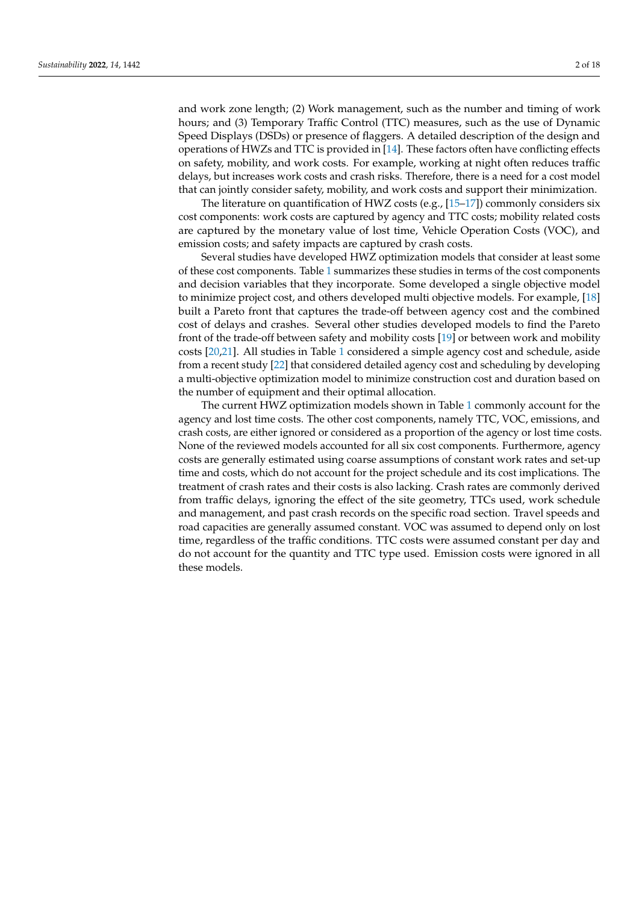and work zone length; (2) Work management, such as the number and timing of work hours; and (3) Temporary Traffic Control (TTC) measures, such as the use of Dynamic Speed Displays (DSDs) or presence of flaggers. A detailed description of the design and operations of HWZs and TTC is provided in [14]. These factors often have conflicting effects on safety, mobility, and work costs. For example, working at night often reduces traffic delays, but increases work costs and crash risks. Therefore, there is a need for a cost model that can jointly consider safety, mobility, and work costs and support their minimization.

The literature on quantification of HWZ costs (e.g., [15–17]) commonly considers six cost components: work costs are captured by agency and TTC costs; mobility related costs are captured by the monetary value of lost time, Vehicle Operation Costs (VOC), and emission costs; and safety impacts are captured by crash costs.

Several studies have developed HWZ optimization models that consider at least some of these cost components. Table 1 summarizes these studies in terms of the cost components and decision variables that they incorporate. Some developed a single objective model to minimize project cost, and others developed multi objective models. For example, [18] built a Pareto front that captures the trade-off between agency cost and the combined cost of delays and crashes. Several other studies developed models to find the Pareto front of the trade-off between safety and mobility costs [19] or between work and mobility costs [20,21]. All studies in Table 1 considered a simple agency cost and schedule, aside from a recent study [22] that considered detailed agency cost and scheduling by developing a multi-objective optimization model to minimize construction cost and duration based on the number of equipment and their optimal allocation.

The current HWZ optimization models shown in Table 1 commonly account for the agency and lost time costs. The other cost components, namely TTC, VOC, emissions, and crash costs, are either ignored or considered as a proportion of the agency or lost time costs. None of the reviewed models accounted for all six cost components. Furthermore, agency costs are generally estimated using coarse assumptions of constant work rates and set-up time and costs, which do not account for the project schedule and its cost implications. The treatment of crash rates and their costs is also lacking. Crash rates are commonly derived from traffic delays, ignoring the effect of the site geometry, TTCs used, work schedule and management, and past crash records on the specific road section. Travel speeds and road capacities are generally assumed constant. VOC was assumed to depend only on lost time, regardless of the traffic conditions. TTC costs were assumed constant per day and do not account for the quantity and TTC type used. Emission costs were ignored in all these models.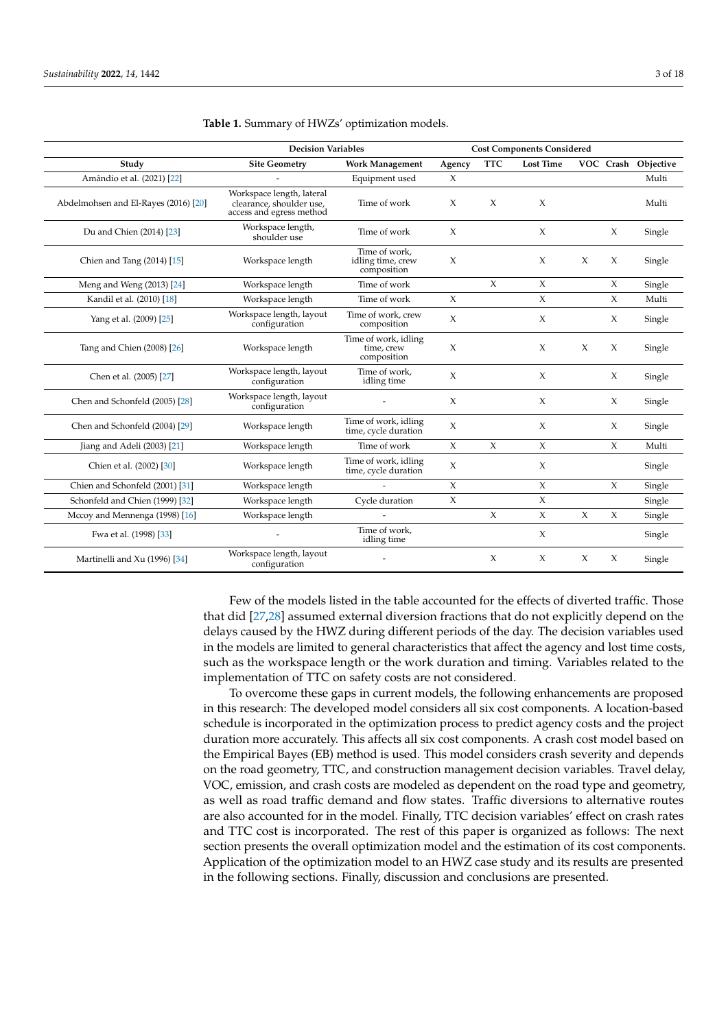**Table 1.** Summary of HWZs' optimization models.

| | Decision Variables | | Cost Components Considered | | | | | |
|---|---|---|---|---|---|---|---|---|
| Study | Site Geometry | Work Management | Agency | TTC | Lost Time | VOC | Crash | Objective |
| Amândio et al. (2021) [22] | - | Equipment used | X | | | | | Multi |
| Abdelmohsen and El-Rayes (2016) [20] | Workspace length, lateral clearance, shoulder use, access and egress method | Time of work | X | X | X | | | Multi |
| Du and Chien (2014) [23] | Workspace length, shoulder use | Time of work | X | | X | | X | Single |
| Chien and Tang (2014) [15] | Workspace length | Time of work, idling time, crew composition | X | | X | X | X | Single |
| Meng and Weng (2013) [24] | Workspace length | Time of work | | X | X | | X | Single |
| Kandil et al. (2010) [18] | Workspace length | Time of work | X | | X | | X | Multi |
| Yang et al. (2009) [25] | Workspace length, layout configuration | Time of work, crew composition | X | | X | | X | Single |
| Tang and Chien (2008) [26] | Workspace length | Time of work, idling time, crew composition | X | | X | X | X | Single |
| Chen et al. (2005) [27] | Workspace length, layout configuration | Time of work, idling time | X | | X | | X | Single |
| Chen and Schonfeld (2005) [28] | Workspace length, layout configuration | - | X | | X | | X | Single |
| Chen and Schonfeld (2004) [29] | Workspace length | Time of work, idling time, cycle duration | X | | X | | X | Single |
| Jiang and Adeli (2003) [21] | Workspace length | Time of work | X | X | X | | X | Multi |
| Chien et al. (2002) [30] | Workspace length | Time of work, idling time, cycle duration | X | | X | | | Single |
| Chien and Schonfeld (2001) [31] | Workspace length | - | X | | X | | X | Single |
| Schonfeld and Chien (1999) [32] | Workspace length | Cycle duration | X | | X | | | Single |
| Mccoy and Mennenga (1998) [16] | Workspace length | - | | X | X | X | X | Single |
| Fwa et al. (1998) [33] | - | Time of work, idling time | | | X | | | Single |
| Martinelli and Xu (1996) [34] | Workspace length, layout configuration | - | | X | X | X | X | Single |

Few of the models listed in the table accounted for the effects of diverted traffic. Those that did [27,28] assumed external diversion fractions that do not explicitly depend on the delays caused by the HWZ during different periods of the day. The decision variables used in the models are limited to general characteristics that affect the agency and lost time costs, such as the workspace length or the work duration and timing. Variables related to the implementation of TTC on safety costs are not considered.

To overcome these gaps in current models, the following enhancements are proposed in this research: The developed model considers all six cost components. A location-based schedule is incorporated in the optimization process to predict agency costs and the project duration more accurately. This affects all six cost components. A crash cost model based on the Empirical Bayes (EB) method is used. This model considers crash severity and depends on the road geometry, TTC, and construction management decision variables. Travel delay, VOC, emission, and crash costs are modeled as dependent on the road type and geometry, as well as road traffic demand and flow states. Traffic diversions to alternative routes are also accounted for in the model. Finally, TTC decision variables' effect on crash rates and TTC cost is incorporated. The rest of this paper is organized as follows: The next section presents the overall optimization model and the estimation of its cost components. Application of the optimization model to an HWZ case study and its results are presented in the following sections. Finally, discussion and conclusions are presented.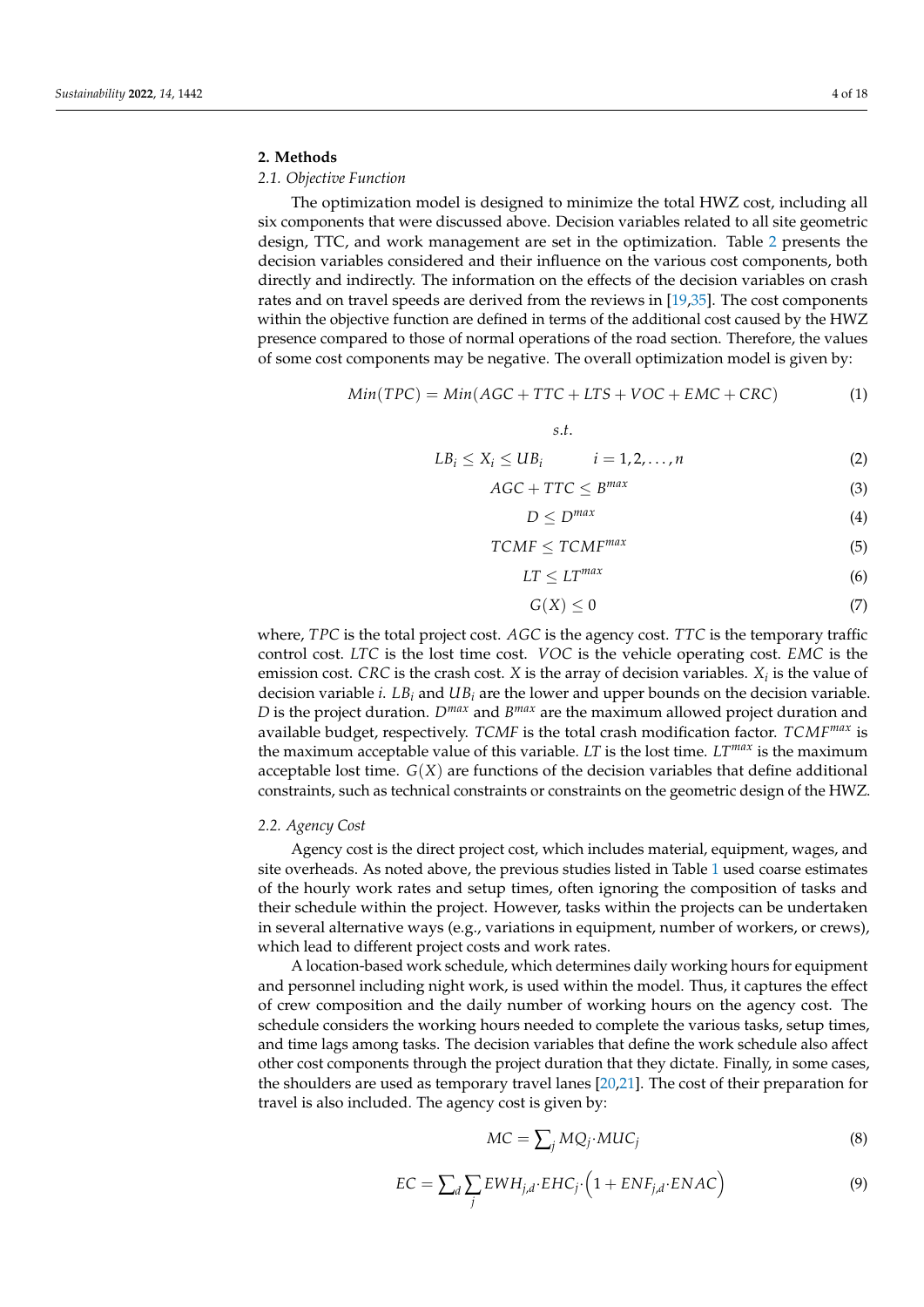## 2. Methods

### 2.1. Objective Function

The optimization model is designed to minimize the total HWZ cost, including all six components that were discussed above. Decision variables related to all site geometric design, TTC, and work management are set in the optimization. Table 2 presents the decision variables considered and their influence on the various cost components, both directly and indirectly. The information on the effects of the decision variables on crash rates and on travel speeds are derived from the reviews in [19,35]. The cost components within the objective function are defined in terms of the additional cost caused by the HWZ presence compared to those of normal operations of the road section. Therefore, the values of some cost components may be negative. The overall optimization model is given by:

$$Min(TPC) = Min(AGC + TTC + LTS + VOC + EMC + CRC) \tag{1}$$

$$s.t.$$

$$LB_i \leq X_i \leq UB_i \qquad i = 1, 2, \ldots, n \tag{2}$$

$$AGC + TTC \leq B^{max} \tag{3}$$

$$D \leq D^{max} \tag{4}$$

$$TCMF \leq TCMF^{max} \tag{5}$$

$$LT \leq LT^{max} \tag{6}$$

$$G(X) \leq 0 \tag{7}$$

where, $TPC$ is the total project cost. $AGC$ is the agency cost. $TTC$ is the temporary traffic control cost. $LTC$ is the lost time cost. $VOC$ is the vehicle operating cost. $EMC$ is the emission cost. $CRC$ is the crash cost. $X$ is the array of decision variables. $X_i$ is the value of decision variable $i$. $LB_i$ and $UB_i$ are the lower and upper bounds on the decision variable. $D$ is the project duration. $D^{max}$ and $B^{max}$ are the maximum allowed project duration and available budget, respectively. $TCMF$ is the total crash modification factor. $TCMF^{max}$ is the maximum acceptable value of this variable. $LT$ is the lost time. $LT^{max}$ is the maximum acceptable lost time. $G(X)$ are functions of the decision variables that define additional constraints, such as technical constraints or constraints on the geometric design of the HWZ.

### 2.2. Agency Cost

Agency cost is the direct project cost, which includes material, equipment, wages, and site overheads. As noted above, the previous studies listed in Table 1 used coarse estimates of the hourly work rates and setup times, often ignoring the composition of tasks and their schedule within the project. However, tasks within the projects can be undertaken in several alternative ways (e.g., variations in equipment, number of workers, or crews), which lead to different project costs and work rates.

A location-based work schedule, which determines daily working hours for equipment and personnel including night work, is used within the model. Thus, it captures the effect of crew composition and the daily number of working hours on the agency cost. The schedule considers the working hours needed to complete the various tasks, setup times, and time lags among tasks. The decision variables that define the work schedule also affect other cost components through the project duration that they dictate. Finally, in some cases, the shoulders are used as temporary travel lanes [20,21]. The cost of their preparation for travel is also included. The agency cost is given by:

$$MC = \sum_j MQ_j \cdot MUC_j \tag{8}$$

$$EC = \sum_d \sum_j EWH_{j,d} \cdot EHC_j \cdot \left(1 + ENF_{j,d} \cdot ENAC\right) \tag{9}$$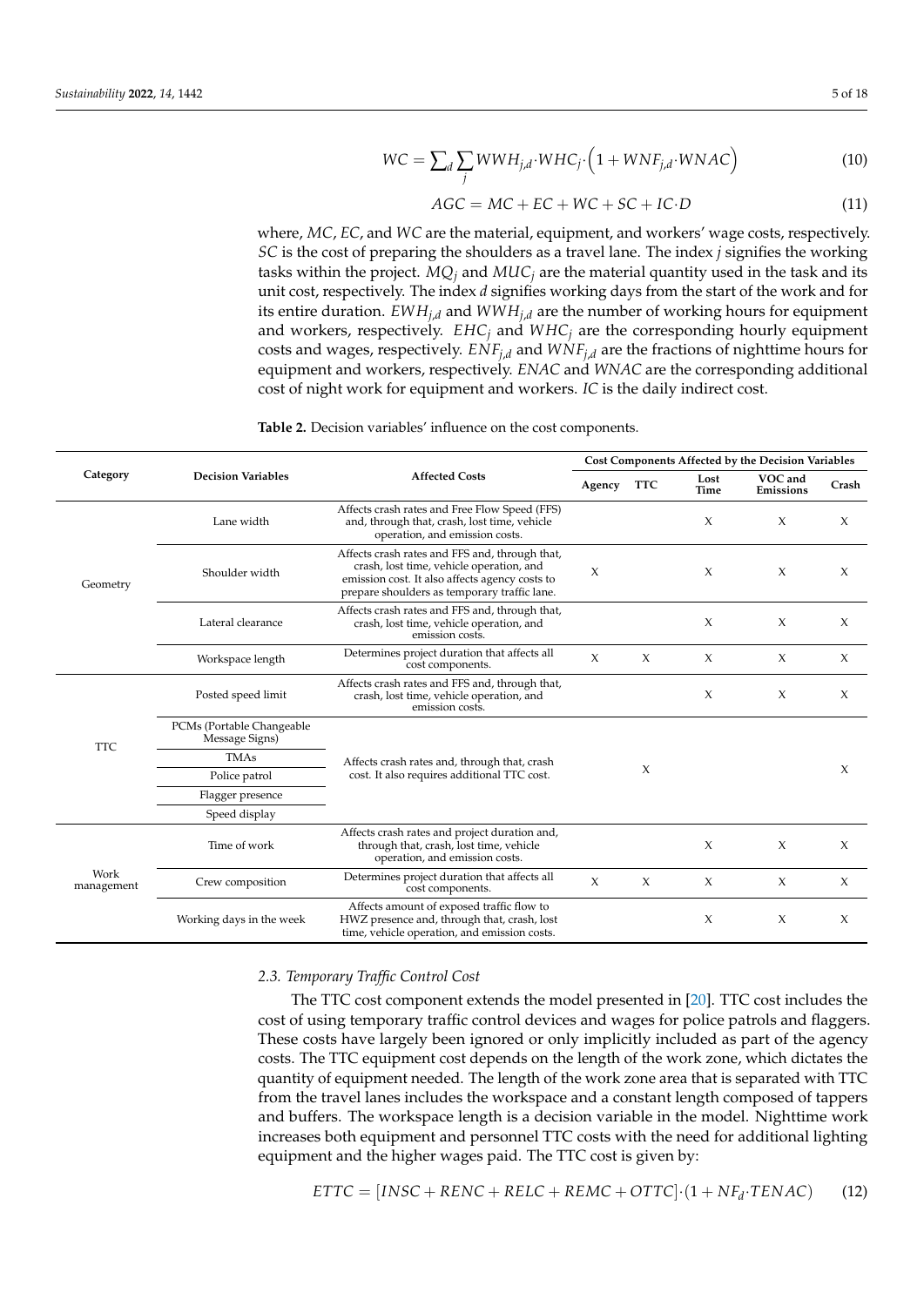$$WC = \sum_{d} \sum_{j} WWH_{j,d} \cdot WHC_j \cdot \left(1 + WNF_{j,d} \cdot WNAC\right) \tag{10}$$

$$AGC = MC + EC + WC + SC + IC \cdot D \tag{11}$$

where, $MC$, $EC$, and $WC$ are the material, equipment, and workers' wage costs, respectively. $SC$ is the cost of preparing the shoulders as a travel lane. The index $j$ signifies the working tasks within the project. $MQ_j$ and $MUC_j$ are the material quantity used in the task and its unit cost, respectively. The index $d$ signifies working days from the start of the work and for its entire duration. $EWH_{j,d}$ and $WWH_{j,d}$ are the number of working hours for equipment and workers, respectively. $EHC_j$ and $WHC_j$ are the corresponding hourly equipment costs and wages, respectively. $ENF_{j,d}$ and $WNF_{j,d}$ are the fractions of nighttime hours for equipment and workers, respectively. $ENAC$ and $WNAC$ are the corresponding additional cost of night work for equipment and workers. $IC$ is the daily indirect cost.

**Table 2.** Decision variables' influence on the cost components.

| Category | Decision Variables | Affected Costs | Cost Components Affected by the Decision Variables | | | | |
|---|---|---|---|---|---|---|---|
| | | | Agency | TTC | Lost Time | VOC and Emissions | Crash |
| Geometry | Lane width | Affects crash rates and Free Flow Speed (FFS) and, through that, crash, lost time, vehicle operation, and emission costs. | | | X | X | X |
| | Shoulder width | Affects crash rates and FFS and, through that, crash, lost time, vehicle operation, and emission cost. It also affects agency costs to prepare shoulders as temporary traffic lane. | X | | X | X | X |
| | Lateral clearance | Affects crash rates and FFS and, through that, crash, lost time, vehicle operation, and emission costs. | | | X | X | X |
| | Workspace length | Determines project duration that affects all cost components. | X | X | X | X | X |
| TTC | Posted speed limit | Affects crash rates and FFS and, through that, crash, lost time, vehicle operation, and emission costs. | | | X | X | X |
| | PCMs (Portable Changeable Message Signs) | Affects crash rates and, through that, crash cost. It also requires additional TTC cost. | | X | | | X |
| | TMAs | | | | | | |
| | Police patrol | | | | | | |
| | Flagger presence | | | | | | |
| | Speed display | | | | | | |
| Work management | Time of work | Affects crash rates and project duration and, through that, crash, lost time, vehicle operation, and emission costs. | | | X | X | X |
| | Crew composition | Determines project duration that affects all cost components. | X | X | X | X | X |
| | Working days in the week | Affects amount of exposed traffic flow to HWZ presence and, through that, crash, lost time, vehicle operation, and emission costs. | | | X | X | X |

### 2.3. Temporary Traffic Control Cost

The TTC cost component extends the model presented in [20]. TTC cost includes the cost of using temporary traffic control devices and wages for police patrols and flaggers. These costs have largely been ignored or only implicitly included as part of the agency costs. The TTC equipment cost depends on the length of the work zone, which dictates the quantity of equipment needed. The length of the work zone area that is separated with TTC from the travel lanes includes the workspace and a constant length composed of tappers and buffers. The workspace length is a decision variable in the model. Nighttime work increases both equipment and personnel TTC costs with the need for additional lighting equipment and the higher wages paid. The TTC cost is given by:

$$ETTC = [INSC + RENC + RELC + REMC + OTTC] \cdot (1 + NF_d \cdot TENAC) \tag{12}$$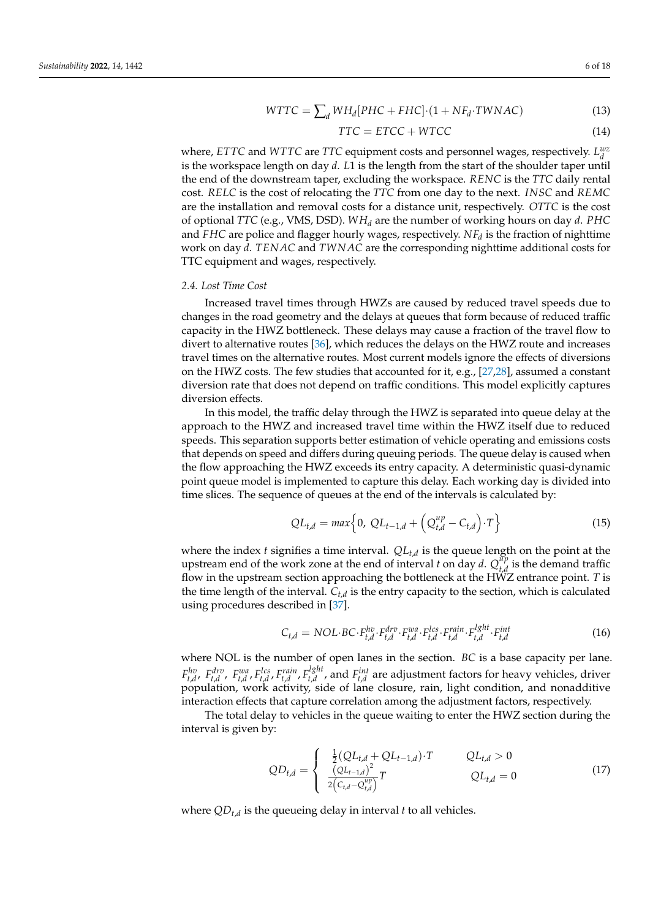$$WTTC = \sum_{d} WH_d [PHC + FHC] \cdot (1 + NF_d \cdot TWNAC) \tag{13}$$

$$TTC = ETCC + WTCC \tag{14}$$

where, $ETTC$ and $WTTC$ are $TTC$ equipment costs and personnel wages, respectively. $L_d^{wz}$ is the workspace length on day $d$. $L1$ is the length from the start of the shoulder taper until the end of the downstream taper, excluding the workspace. $RENC$ is the $TTC$ daily rental cost. $RELC$ is the cost of relocating the $TTC$ from one day to the next. $INSC$ and $REMC$ are the installation and removal costs for a distance unit, respectively. $OTTC$ is the cost of optional $TTC$ (e.g., VMS, DSD). $WH_d$ are the number of working hours on day $d$. $PHC$ and $FHC$ are police and flagger hourly wages, respectively. $NF_d$ is the fraction of nighttime work on day $d$. $TENAC$ and $TWNAC$ are the corresponding nighttime additional costs for TTC equipment and wages, respectively.

### 2.4. Lost Time Cost

Increased travel times through HWZs are caused by reduced travel speeds due to changes in the road geometry and the delays at queues that form because of reduced traffic capacity in the HWZ bottleneck. These delays may cause a fraction of the travel flow to divert to alternative routes [36], which reduces the delays on the HWZ route and increases travel times on the alternative routes. Most current models ignore the effects of diversions on the HWZ costs. The few studies that accounted for it, e.g., [27,28], assumed a constant diversion rate that does not depend on traffic conditions. This model explicitly captures diversion effects.

In this model, the traffic delay through the HWZ is separated into queue delay at the approach to the HWZ and increased travel time within the HWZ itself due to reduced speeds. This separation supports better estimation of vehicle operating and emissions costs that depends on speed and differs during queuing periods. The queue delay is caused when the flow approaching the HWZ exceeds its entry capacity. A deterministic quasi-dynamic point queue model is implemented to capture this delay. Each working day is divided into time slices. The sequence of queues at the end of the intervals is calculated by:

$$QL_{t,d} = max\left\{0,\ QL_{t-1,d} + \left(Q_{t,d}^{up} - C_{t,d}\right) \cdot T\right\} \tag{15}$$

where the index $t$ signifies a time interval. $QL_{t,d}$ is the queue length on the point at the upstream end of the work zone at the end of interval $t$ on day $d$. $Q_{t,d}^{up}$ is the demand traffic flow in the upstream section approaching the bottleneck at the HWZ entrance point. $T$ is the time length of the interval. $C_{t,d}$ is the entry capacity to the section, which is calculated using procedures described in [37].

$$C_{t,d} = NOL \cdot BC \cdot F_{t,d}^{hv} \cdot F_{t,d}^{drv} \cdot F_{t,d}^{wa} \cdot F_{t,d}^{lcs} \cdot F_{t,d}^{rain} \cdot F_{t,d}^{lght} \cdot F_{t,d}^{int} \tag{16}$$

where NOL is the number of open lanes in the section. $BC$ is a base capacity per lane. $F_{t,d}^{hv}$, $F_{t,d}^{drv}$, $F_{t,d}^{wa}$, $F_{t,d}^{lcs}$, $F_{t,d}^{rain}$, $F_{t,d}^{lght}$, and $F_{t,d}^{int}$ are adjustment factors for heavy vehicles, driver population, work activity, side of lane closure, rain, light condition, and nonadditive interaction effects that capture correlation among the adjustment factors, respectively.

The total delay to vehicles in the queue waiting to enter the HWZ section during the interval is given by:

$$QD_{t,d} = \begin{cases} \frac{1}{2}(QL_{t,d} + QL_{t-1,d}) \cdot T & QL_{t,d} > 0 \\ \frac{(QL_{t-1,d})^2}{2\left(C_{t,d} - Q_{t,d}^{up}\right)} T & QL_{t,d} = 0 \end{cases} \tag{17}$$

where $QD_{t,d}$ is the queueing delay in interval $t$ to all vehicles.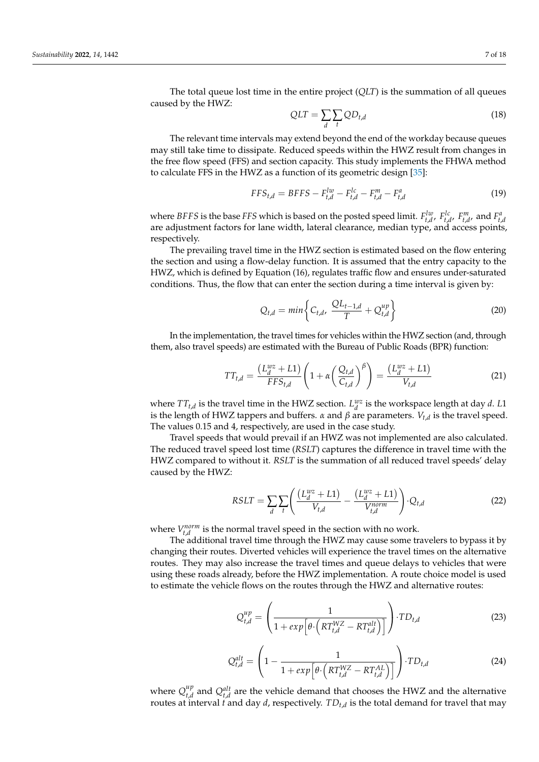The total queue lost time in the entire project ($QLT$) is the summation of all queues caused by the HWZ:

$$QLT = \sum_{d} \sum_{t} QD_{t,d} \tag{18}$$

The relevant time intervals may extend beyond the end of the workday because queues may still take time to dissipate. Reduced speeds within the HWZ result from changes in the free flow speed (FFS) and section capacity. This study implements the FHWA method to calculate FFS in the HWZ as a function of its geometric design [35]:

$$FFS_{t,d} = BFFS - F_{t,d}^{lw} - F_{t,d}^{lc} - F_{t,d}^{m} - F_{t,d}^{a} \tag{19}$$

where $BFFS$ is the base $FFS$ which is based on the posted speed limit. $F_{t,d}^{lw}$, $F_{t,d}^{lc}$, $F_{t,d}^{m}$, and $F_{t,d}^{a}$ are adjustment factors for lane width, lateral clearance, median type, and access points, respectively.

The prevailing travel time in the HWZ section is estimated based on the flow entering the section and using a flow-delay function. It is assumed that the entry capacity to the HWZ, which is defined by Equation (16), regulates traffic flow and ensures under-saturated conditions. Thus, the flow that can enter the section during a time interval is given by:

$$Q_{t,d} = min\left\{C_{t,d}, \frac{QL_{t-1,d}}{T} + Q_{t,d}^{up}\right\} \tag{20}$$

In the implementation, the travel times for vehicles within the HWZ section (and, through them, also travel speeds) are estimated with the Bureau of Public Roads (BPR) function:

$$TT_{t,d} = \frac{\left(L_d^{wz} + L1\right)}{FFS_{t,d}}\left(1 + \alpha\left(\frac{Q_{t,d}}{C_{t,d}}\right)^{\beta}\right) = \frac{\left(L_d^{wz} + L1\right)}{V_{t,d}} \tag{21}$$

where $TT_{t,d}$ is the travel time in the HWZ section. $L_d^{wz}$ is the workspace length at day $d$. $L1$ is the length of HWZ tappers and buffers. $\alpha$ and $\beta$ are parameters. $V_{t,d}$ is the travel speed. The values 0.15 and 4, respectively, are used in the case study.

Travel speeds that would prevail if an HWZ was not implemented are also calculated. The reduced travel speed lost time ($RSLT$) captures the difference in travel time with the HWZ compared to without it. $RSLT$ is the summation of all reduced travel speeds' delay caused by the HWZ:

$$RSLT = \sum_{d} \sum_{t} \left(\frac{\left(L_d^{wz} + L1\right)}{V_{t,d}} - \frac{\left(L_d^{wz} + L1\right)}{V_{t,d}^{norm}}\right) \cdot Q_{t,d} \tag{22}$$

where $V_{t,d}^{norm}$ is the normal travel speed in the section with no work.

The additional travel time through the HWZ may cause some travelers to bypass it by changing their routes. Diverted vehicles will experience the travel times on the alternative routes. They may also increase the travel times and queue delays to vehicles that were using these roads already, before the HWZ implementation. A route choice model is used to estimate the vehicle flows on the routes through the HWZ and alternative routes:

$$Q_{t,d}^{up} = \left(\frac{1}{1 + exp\left[\theta \cdot \left(RT_{t,d}^{WZ} - RT_{t,d}^{alt}\right)\right]}\right) \cdot TD_{t,d} \tag{23}$$

$$Q_{t,d}^{alt} = \left(1 - \frac{1}{1 + exp\left[\theta \cdot \left(RT_{t,d}^{WZ} - RT_{t,d}^{AL}\right)\right]}\right) \cdot TD_{t,d} \tag{24}$$

where $Q_{t,d}^{up}$ and $Q_{t,d}^{alt}$ are the vehicle demand that chooses the HWZ and the alternative routes at interval $t$ and day $d$, respectively. $TD_{t,d}$ is the total demand for travel that may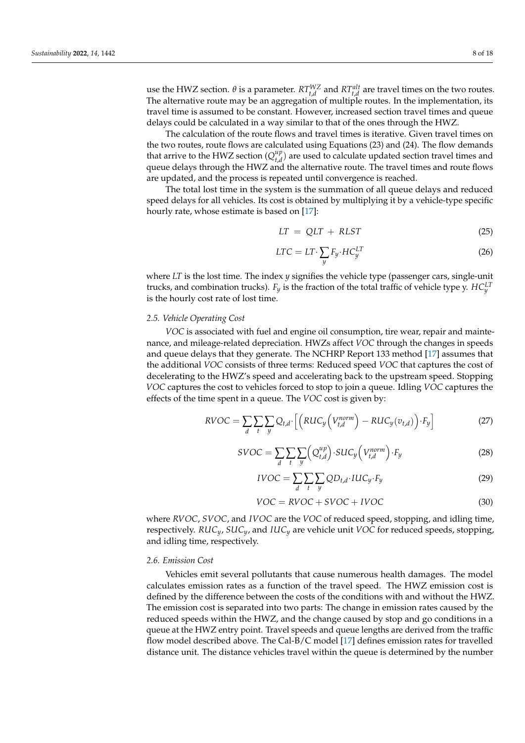use the HWZ section. $\theta$ is a parameter. $RT_{t,d}^{WZ}$ and $RT_{t,d}^{alt}$ are travel times on the two routes. The alternative route may be an aggregation of multiple routes. In the implementation, its travel time is assumed to be constant. However, increased section travel times and queue delays could be calculated in a way similar to that of the ones through the HWZ.

The calculation of the route flows and travel times is iterative. Given travel times on the two routes, route flows are calculated using Equations (23) and (24). The flow demands that arrive to the HWZ section ($Q_{t,d}^{up}$) are used to calculate updated section travel times and queue delays through the HWZ and the alternative route. The travel times and route flows are updated, and the process is repeated until convergence is reached.

The total lost time in the system is the summation of all queue delays and reduced speed delays for all vehicles. Its cost is obtained by multiplying it by a vehicle-type specific hourly rate, whose estimate is based on [17]:

$$LT = QLT + RLST \tag{25}$$

$$LTC = LT \cdot \sum_{y} F_y \cdot HC_y^{LT} \tag{26}$$

where *LT* is the lost time. The index *y* signifies the vehicle type (passenger cars, single-unit trucks, and combination trucks). $F_y$ is the fraction of the total traffic of vehicle type y. $HC_y^{LT}$ is the hourly cost rate of lost time.

### 2.5. Vehicle Operating Cost

*VOC* is associated with fuel and engine oil consumption, tire wear, repair and maintenance, and mileage-related depreciation. HWZs affect *VOC* through the changes in speeds and queue delays that they generate. The NCHRP Report 133 method [17] assumes that the additional *VOC* consists of three terms: Reduced speed *VOC* that captures the cost of decelerating to the HWZ's speed and accelerating back to the upstream speed. Stopping *VOC* captures the cost to vehicles forced to stop to join a queue. Idling *VOC* captures the effects of the time spent in a queue. The *VOC* cost is given by:

$$RVOC = \sum_{d} \sum_{t} \sum_{y} Q_{t,d} \cdot \left[ \left( RUC_y \left( V_{t,d}^{norm} \right) - RUC_y(v_{t,d}) \right) \cdot F_y \right] \tag{27}$$

$$SVOC = \sum_{d} \sum_{t} \sum_{y} \left( Q_{t,d}^{up} \right) \cdot SUC_y \left( V_{t,d}^{norm} \right) \cdot F_y \tag{28}$$

$$IVOC = \sum_{d} \sum_{t} \sum_{y} QD_{t,d} \cdot IUC_y \cdot F_y \tag{29}$$

$$VOC = RVOC + SVOC + IVOC \tag{30}$$

where *RVOC*, *SVOC*, and *IVOC* are the *VOC* of reduced speed, stopping, and idling time, respectively. $RUC_y$, $SUC_y$, and $IUC_y$ are vehicle unit *VOC* for reduced speeds, stopping, and idling time, respectively.

### 2.6. Emission Cost

Vehicles emit several pollutants that cause numerous health damages. The model calculates emission rates as a function of the travel speed. The HWZ emission cost is defined by the difference between the costs of the conditions with and without the HWZ. The emission cost is separated into two parts: The change in emission rates caused by the reduced speeds within the HWZ, and the change caused by stop and go conditions in a queue at the HWZ entry point. Travel speeds and queue lengths are derived from the traffic flow model described above. The Cal-B/C model [17] defines emission rates for travelled distance unit. The distance vehicles travel within the queue is determined by the number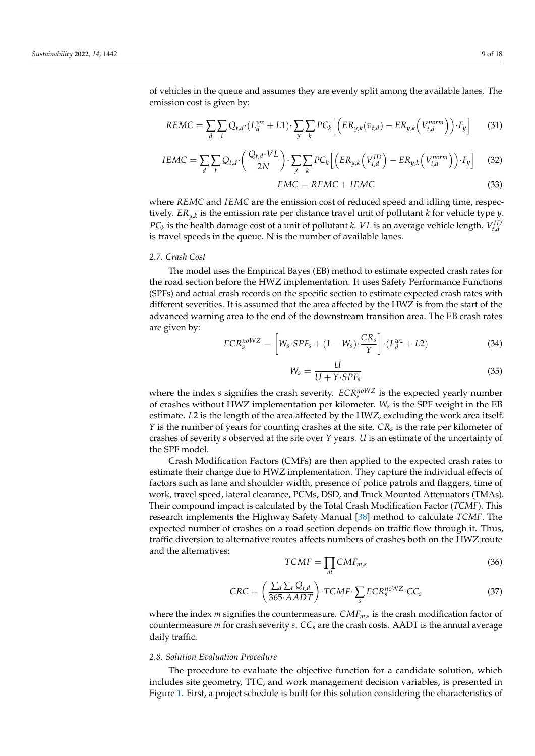of vehicles in the queue and assumes they are evenly split among the available lanes. The emission cost is given by:

$$REMC = \sum_{d}\sum_{t} Q_{t,d} \cdot (L_d^{wz} + L1) \cdot \sum_{y}\sum_{k} PC_k \Big[ \Big( ER_{y,k}(v_{t,d}) - ER_{y,k}\Big(V_{t,d}^{norm}\Big) \Big) \cdot F_y \Big] \quad (31)$$

$$IEMC = \sum_{d}\sum_{t} Q_{t,d} \cdot \left( \frac{Q_{t,d} \cdot VL}{2N} \right) \cdot \sum_{y}\sum_{k} PC_k \Big[ \Big( ER_{y,k}\Big(V_{t,d}^{ID}\Big) - ER_{y,k}\Big(V_{t,d}^{norm}\Big) \Big) \cdot F_y \Big] \quad (32)$$

$$EMC = REMC + IEMC \quad (33)$$

where $REMC$ and $IEMC$ are the emission cost of reduced speed and idling time, respectively. $ER_{y,k}$ is the emission rate per distance travel unit of pollutant $k$ for vehicle type $y$. $PC_k$ is the health damage cost of a unit of pollutant $k$. $VL$ is an average vehicle length. $V_{t,d}^{ID}$ is travel speeds in the queue. N is the number of available lanes.

### 2.7. Crash Cost

The model uses the Empirical Bayes (EB) method to estimate expected crash rates for the road section before the HWZ implementation. It uses Safety Performance Functions (SPFs) and actual crash records on the specific section to estimate expected crash rates with different severities. It is assumed that the area affected by the HWZ is from the start of the advanced warning area to the end of the downstream transition area. The EB crash rates are given by:

$$ECR_s^{noWZ} = \left[ W_s \cdot SPF_s + (1 - W_s) \cdot \frac{CR_s}{Y} \right] \cdot (L_d^{wz} + L2) \quad (34)$$

$$W_s = \frac{U}{U + Y \cdot SPF_s} \quad (35)$$

where the index $s$ signifies the crash severity. $ECR_s^{noWZ}$ is the expected yearly number of crashes without HWZ implementation per kilometer. $W_s$ is the SPF weight in the EB estimate. $L2$ is the length of the area affected by the HWZ, excluding the work area itself. $Y$ is the number of years for counting crashes at the site. $CR_s$ is the rate per kilometer of crashes of severity $s$ observed at the site over $Y$ years. $U$ is an estimate of the uncertainty of the SPF model.

Crash Modification Factors (CMFs) are then applied to the expected crash rates to estimate their change due to HWZ implementation. They capture the individual effects of factors such as lane and shoulder width, presence of police patrols and flaggers, time of work, travel speed, lateral clearance, PCMs, DSD, and Truck Mounted Attenuators (TMAs). Their compound impact is calculated by the Total Crash Modification Factor (*TCMF*). This research implements the Highway Safety Manual [38] method to calculate *TCMF*. The expected number of crashes on a road section depends on traffic flow through it. Thus, traffic diversion to alternative routes affects numbers of crashes both on the HWZ route and the alternatives:

$$TCMF = \prod_{m} CMF_{m,s} \quad (36)$$

$$CRC = \left( \frac{\sum_d \sum_t Q_{t,d}}{365 \cdot AADT} \right) \cdot TCMF \cdot \sum_{s} ECR_s^{noWZ} \cdot CC_s \quad (37)$$

where the index $m$ signifies the countermeasure. $CMF_{m,s}$ is the crash modification factor of countermeasure $m$ for crash severity $s$. $CC_s$ are the crash costs. AADT is the annual average daily traffic.

### 2.8. Solution Evaluation Procedure

The procedure to evaluate the objective function for a candidate solution, which includes site geometry, TTC, and work management decision variables, is presented in Figure 1. First, a project schedule is built for this solution considering the characteristics of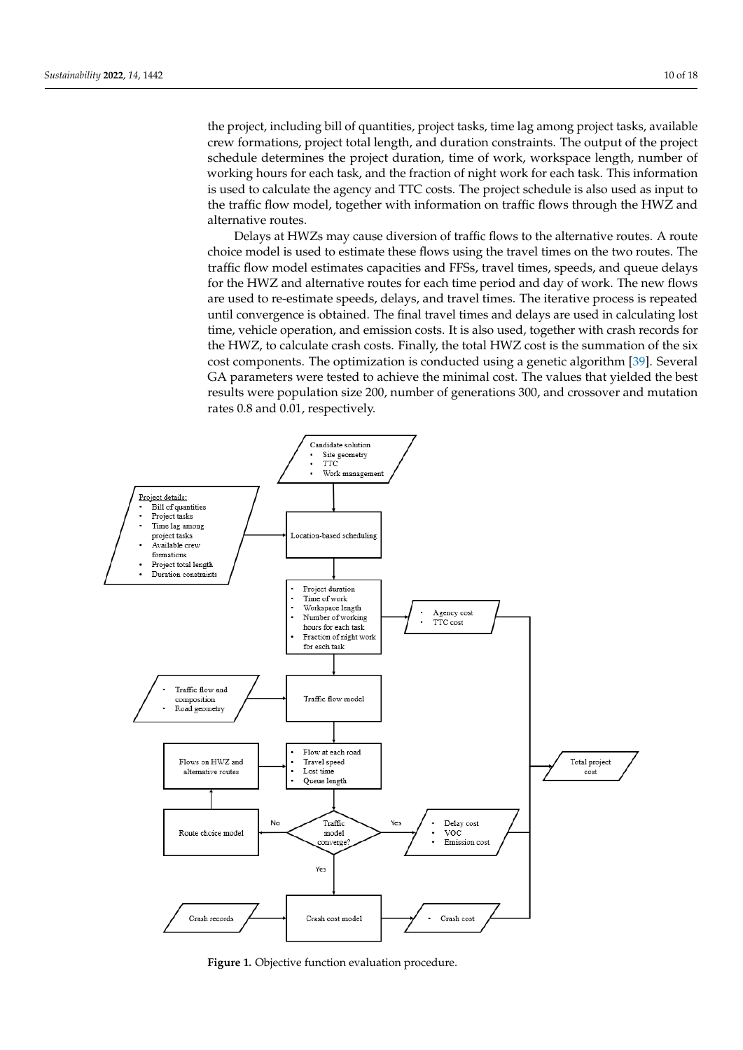the project, including bill of quantities, project tasks, time lag among project tasks, available crew formations, project total length, and duration constraints. The output of the project schedule determines the project duration, time of work, workspace length, number of working hours for each task, and the fraction of night work for each task. This information is used to calculate the agency and TTC costs. The project schedule is also used as input to the traffic flow model, together with information on traffic flows through the HWZ and alternative routes.

Delays at HWZs may cause diversion of traffic flows to the alternative routes. A route choice model is used to estimate these flows using the travel times on the two routes. The traffic flow model estimates capacities and FFSs, travel times, speeds, and queue delays for the HWZ and alternative routes for each time period and day of work. The new flows are used to re-estimate speeds, delays, and travel times. The iterative process is repeated until convergence is obtained. The final travel times and delays are used in calculating lost time, vehicle operation, and emission costs. It is also used, together with crash records for the HWZ, to calculate crash costs. Finally, the total HWZ cost is the summation of the six cost components. The optimization is conducted using a genetic algorithm [39]. Several GA parameters were tested to achieve the minimal cost. The values that yielded the best results were population size 200, number of generations 300, and crossover and mutation rates 0.8 and 0.01, respectively.

**Figure 1.** Objective function evaluation procedure.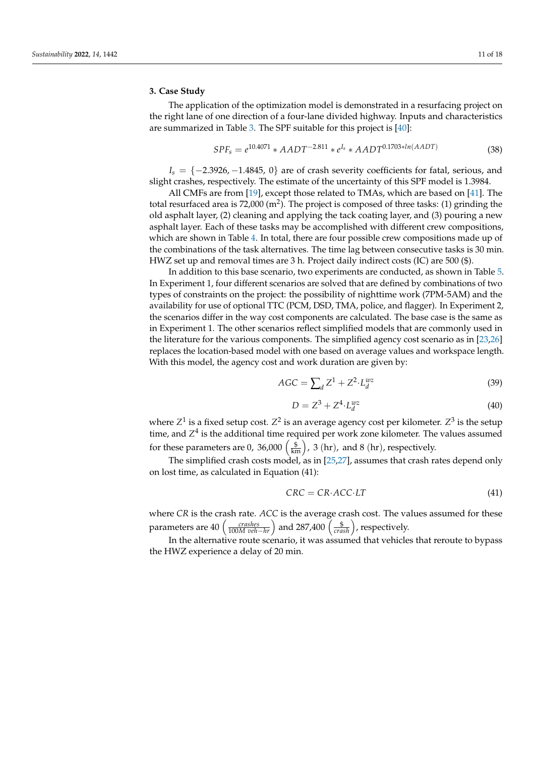## 3. Case Study

The application of the optimization model is demonstrated in a resurfacing project on the right lane of one direction of a four-lane divided highway. Inputs and characteristics are summarized in Table 3. The SPF suitable for this project is [40]:

$$SPF_s = e^{10.4071} * AADT^{-2.811} * e^{I_s} * AADT^{0.1703 * ln(AADT)} \tag{38}$$

$I_s = \{-2.3926, -1.4845, 0\}$ are of crash severity coefficients for fatal, serious, and slight crashes, respectively. The estimate of the uncertainty of this SPF model is 1.3984.

All CMFs are from [19], except those related to TMAs, which are based on [41]. The total resurfaced area is 72,000 ($m^2$). The project is composed of three tasks: (1) grinding the old asphalt layer, (2) cleaning and applying the tack coating layer, and (3) pouring a new asphalt layer. Each of these tasks may be accomplished with different crew compositions, which are shown in Table 4. In total, there are four possible crew compositions made up of the combinations of the task alternatives. The time lag between consecutive tasks is 30 min. HWZ set up and removal times are 3 h. Project daily indirect costs (IC) are 500 ($).

In addition to this base scenario, two experiments are conducted, as shown in Table 5. In Experiment 1, four different scenarios are solved that are defined by combinations of two types of constraints on the project: the possibility of nighttime work (7PM-5AM) and the availability for use of optional TTC (PCM, DSD, TMA, police, and flagger). In Experiment 2, the scenarios differ in the way cost components are calculated. The base case is the same as in Experiment 1. The other scenarios reflect simplified models that are commonly used in the literature for the various components. The simplified agency cost scenario as in [23,26] replaces the location-based model with one based on average values and workspace length. With this model, the agency cost and work duration are given by:

$$AGC = \sum_d Z^1 + Z^2 \cdot L_d^{wz} \tag{39}$$

$$D = Z^3 + Z^4 \cdot L_d^{wz} \tag{40}$$

where $Z^1$ is a fixed setup cost. $Z^2$ is an average agency cost per kilometer. $Z^3$ is the setup time, and $Z^4$ is the additional time required per work zone kilometer. The values assumed for these parameters are $0,\ 36{,}000\ \left(\frac{\$}{\text{km}}\right),\ 3\ (\text{hr}),$ and $8\ (\text{hr})$, respectively.

The simplified crash costs model, as in [25,27], assumes that crash rates depend only on lost time, as calculated in Equation (41):

$$CRC = CR \cdot ACC \cdot LT \tag{41}$$

where $CR$ is the crash rate. $ACC$ is the average crash cost. The values assumed for these parameters are $40\ \left(\frac{crashes}{100M\ veh-hr}\right)$ and $287{,}400\ \left(\frac{\$}{crash}\right)$, respectively.

In the alternative route scenario, it was assumed that vehicles that reroute to bypass the HWZ experience a delay of 20 min.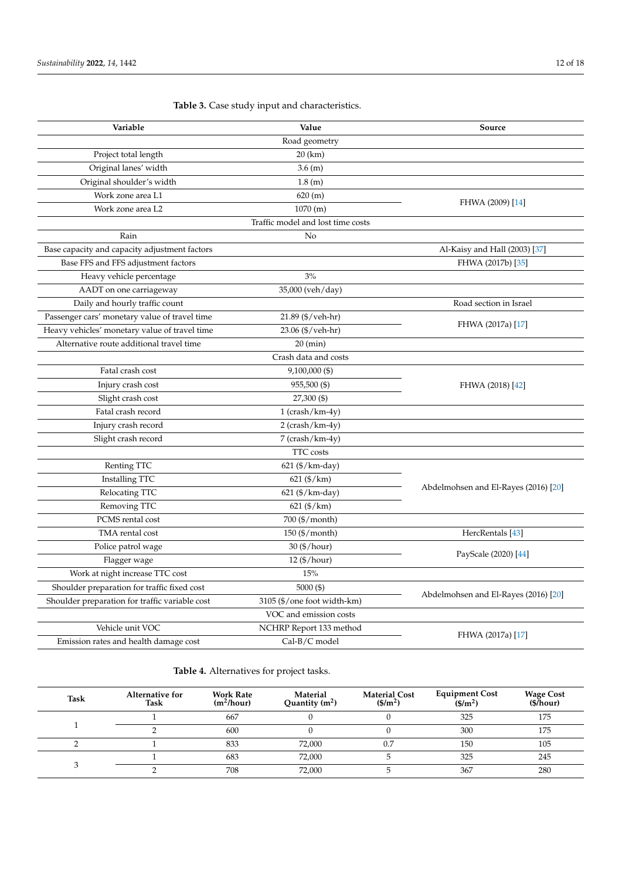**Table 3.** Case study input and characteristics.

| Variable | Value | Source |
|---|---|---|
| | Road geometry | |
| Project total length | 20 (km) | |
| Original lanes' width | 3.6 (m) | |
| Original shoulder's width | 1.8 (m) | |
| Work zone area L1 | 620 (m) | FHWA (2009) [14] |
| Work zone area L2 | 1070 (m) | FHWA (2009) [14] |
| | Traffic model and lost time costs | |
| Rain | No | |
| Base capacity and capacity adjustment factors | | Al-Kaisy and Hall (2003) [37] |
| Base FFS and FFS adjustment factors | | FHWA (2017b) [35] |
| Heavy vehicle percentage | 3% | |
| AADT on one carriageway | 35,000 (veh/day) | |
| Daily and hourly traffic count | | Road section in Israel |
| Passenger cars' monetary value of travel time | 21.89 ($/veh-hr) | FHWA (2017a) [17] |
| Heavy vehicles' monetary value of travel time | 23.06 ($/veh-hr) | FHWA (2017a) [17] |
| Alternative route additional travel time | 20 (min) | |
| | Crash data and costs | |
| Fatal crash cost | 9,100,000 ($) | FHWA (2018) [42] |
| Injury crash cost | 955,500 ($) | FHWA (2018) [42] |
| Slight crash cost | 27,300 ($) | FHWA (2018) [42] |
| Fatal crash record | 1 (crash/km-4y) | |
| Injury crash record | 2 (crash/km-4y) | |
| Slight crash record | 7 (crash/km-4y) | |
| | TTC costs | |
| Renting TTC | 621 ($/km-day) | Abdelmohsen and El-Rayes (2016) [20] |
| Installing TTC | 621 ($/km) | Abdelmohsen and El-Rayes (2016) [20] |
| Relocating TTC | 621 ($/km-day) | Abdelmohsen and El-Rayes (2016) [20] |
| Removing TTC | 621 ($/km) | Abdelmohsen and El-Rayes (2016) [20] |
| PCMS rental cost | 700 ($/month) | |
| TMA rental cost | 150 ($/month) | HercRentals [43] |
| Police patrol wage | 30 ($/hour) | PayScale (2020) [44] |
| Flagger wage | 12 ($/hour) | PayScale (2020) [44] |
| Work at night increase TTC cost | 15% | |
| Shoulder preparation for traffic fixed cost | 5000 ($) | Abdelmohsen and El-Rayes (2016) [20] |
| Shoulder preparation for traffic variable cost | 3105 ($/one foot width-km) | Abdelmohsen and El-Rayes (2016) [20] |
| | VOC and emission costs | |
| Vehicle unit VOC | NCHRP Report 133 method | FHWA (2017a) [17] |
| Emission rates and health damage cost | Cal-B/C model | FHWA (2017a) [17] |

**Table 4.** Alternatives for project tasks.

| Task | Alternative for Task | Work Rate ($m^2$/hour) | Material Quantity ($m^2$) | Material Cost ($/$m^2$) | Equipment Cost ($/$m^2$) | Wage Cost ($/hour) |
|---|---|---|---|---|---|---|
| 1 | 1 | 667 | 0 | 0 | 325 | 175 |
| | 2 | 600 | 0 | 0 | 300 | 175 |
| 2 | 1 | 833 | 72,000 | 0.7 | 150 | 105 |
| 3 | 1 | 683 | 72,000 | 5 | 325 | 245 |
| | 2 | 708 | 72,000 | 5 | 367 | 280 |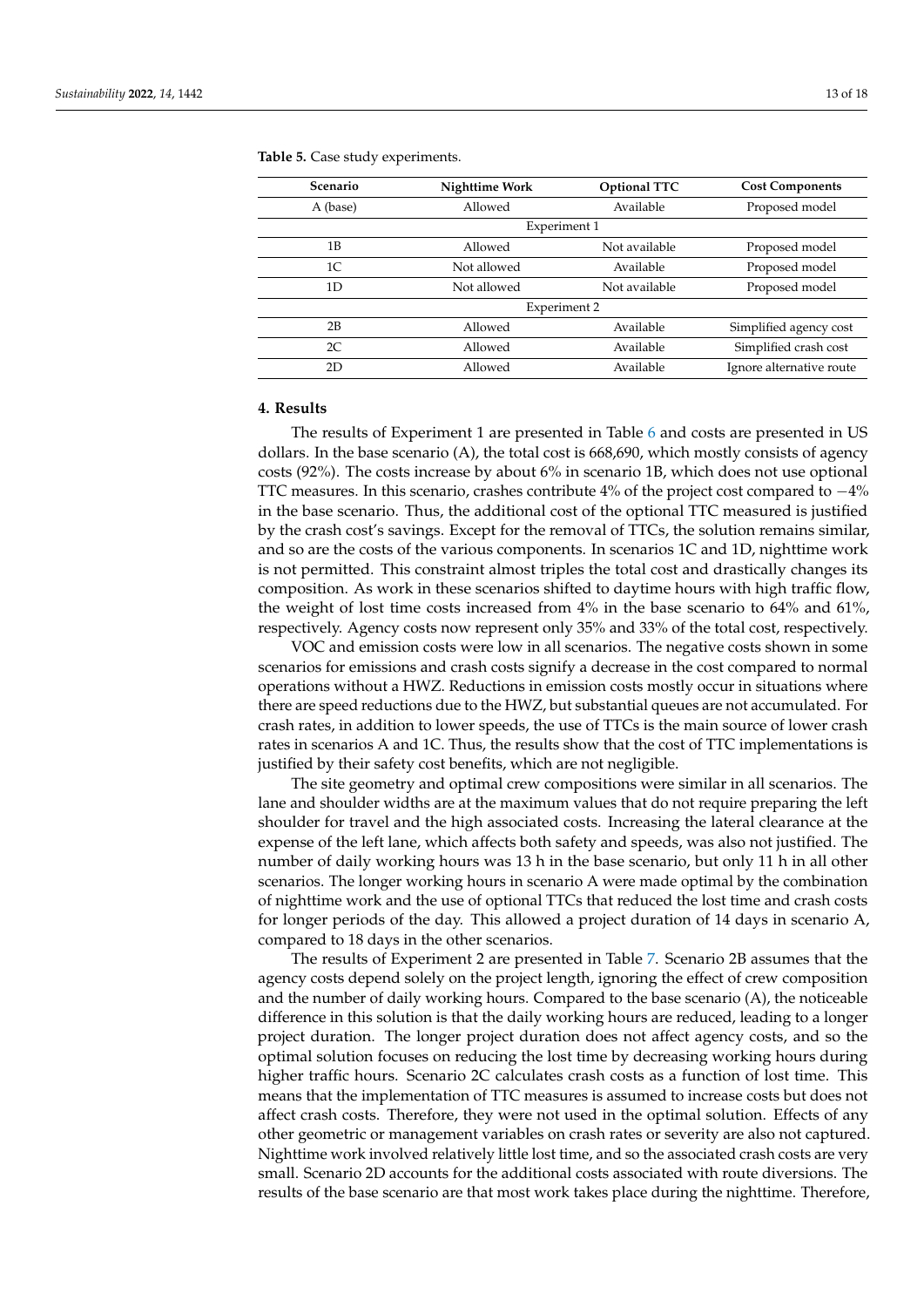**Table 5.** Case study experiments.

| Scenario | Nighttime Work | Optional TTC | Cost Components |
| --- | --- | --- | --- |
| A (base) | Allowed | Available | Proposed model |
| | Experiment 1 | | |
| 1B | Allowed | Not available | Proposed model |
| 1C | Not allowed | Available | Proposed model |
| 1D | Not allowed | Not available | Proposed model |
| | Experiment 2 | | |
| 2B | Allowed | Available | Simplified agency cost |
| 2C | Allowed | Available | Simplified crash cost |
| 2D | Allowed | Available | Ignore alternative route |

## 4. Results

The results of Experiment 1 are presented in Table 6 and costs are presented in US dollars. In the base scenario (A), the total cost is 668,690, which mostly consists of agency costs (92%). The costs increase by about 6% in scenario 1B, which does not use optional TTC measures. In this scenario, crashes contribute 4% of the project cost compared to −4% in the base scenario. Thus, the additional cost of the optional TTC measured is justified by the crash cost's savings. Except for the removal of TTCs, the solution remains similar, and so are the costs of the various components. In scenarios 1C and 1D, nighttime work is not permitted. This constraint almost triples the total cost and drastically changes its composition. As work in these scenarios shifted to daytime hours with high traffic flow, the weight of lost time costs increased from 4% in the base scenario to 64% and 61%, respectively. Agency costs now represent only 35% and 33% of the total cost, respectively.

VOC and emission costs were low in all scenarios. The negative costs shown in some scenarios for emissions and crash costs signify a decrease in the cost compared to normal operations without a HWZ. Reductions in emission costs mostly occur in situations where there are speed reductions due to the HWZ, but substantial queues are not accumulated. For crash rates, in addition to lower speeds, the use of TTCs is the main source of lower crash rates in scenarios A and 1C. Thus, the results show that the cost of TTC implementations is justified by their safety cost benefits, which are not negligible.

The site geometry and optimal crew compositions were similar in all scenarios. The lane and shoulder widths are at the maximum values that do not require preparing the left shoulder for travel and the high associated costs. Increasing the lateral clearance at the expense of the left lane, which affects both safety and speeds, was also not justified. The number of daily working hours was 13 h in the base scenario, but only 11 h in all other scenarios. The longer working hours in scenario A were made optimal by the combination of nighttime work and the use of optional TTCs that reduced the lost time and crash costs for longer periods of the day. This allowed a project duration of 14 days in scenario A, compared to 18 days in the other scenarios.

The results of Experiment 2 are presented in Table 7. Scenario 2B assumes that the agency costs depend solely on the project length, ignoring the effect of crew composition and the number of daily working hours. Compared to the base scenario (A), the noticeable difference in this solution is that the daily working hours are reduced, leading to a longer project duration. The longer project duration does not affect agency costs, and so the optimal solution focuses on reducing the lost time by decreasing working hours during higher traffic hours. Scenario 2C calculates crash costs as a function of lost time. This means that the implementation of TTC measures is assumed to increase costs but does not affect crash costs. Therefore, they were not used in the optimal solution. Effects of any other geometric or management variables on crash rates or severity are also not captured. Nighttime work involved relatively little lost time, and so the associated crash costs are very small. Scenario 2D accounts for the additional costs associated with route diversions. The results of the base scenario are that most work takes place during the nighttime. Therefore,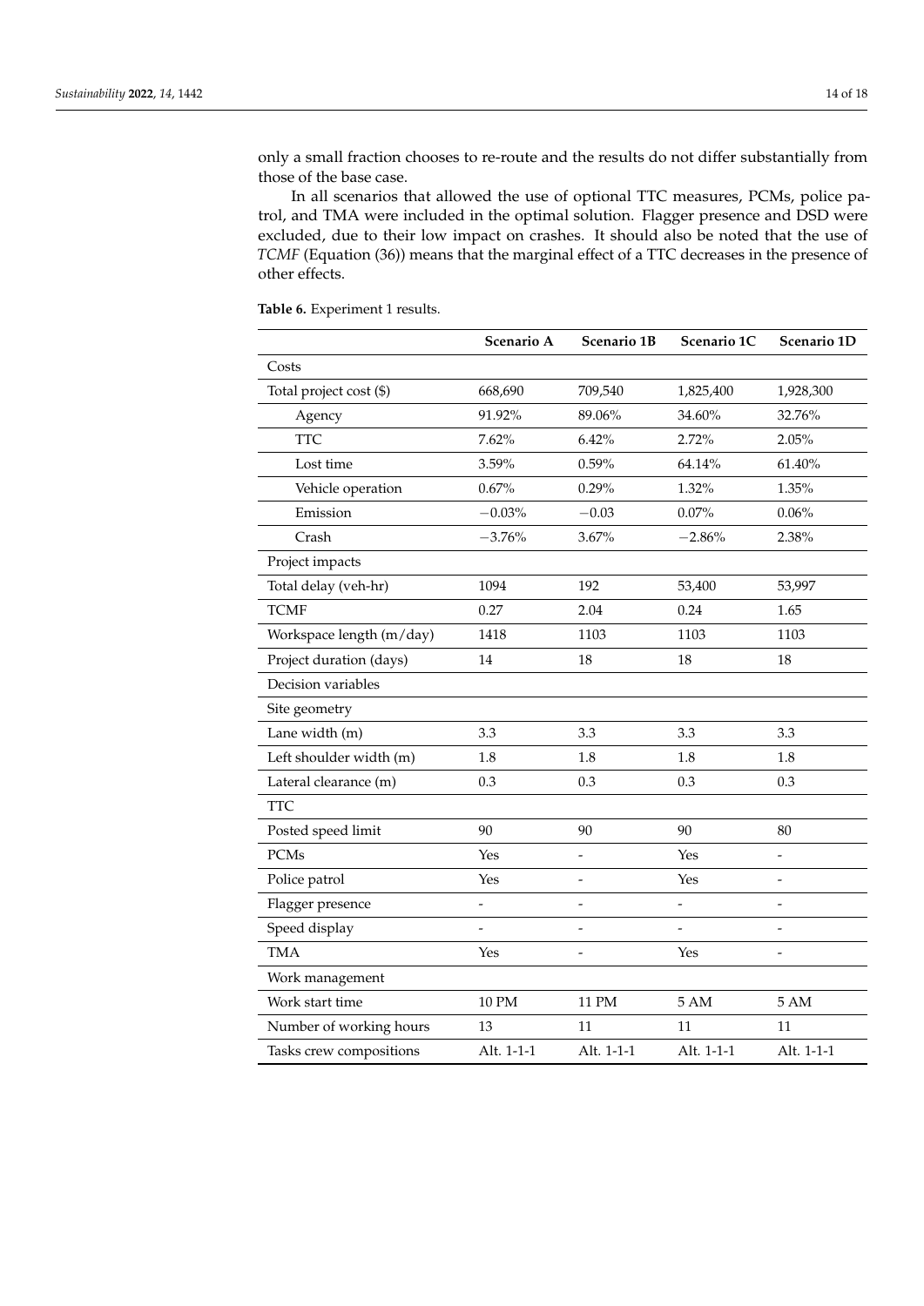only a small fraction chooses to re-route and the results do not differ substantially from those of the base case.

In all scenarios that allowed the use of optional TTC measures, PCMs, police patrol, and TMA were included in the optimal solution. Flagger presence and DSD were excluded, due to their low impact on crashes. It should also be noted that the use of *TCMF* (Equation (36)) means that the marginal effect of a TTC decreases in the presence of other effects.

**Table 6.** Experiment 1 results.

| | **Scenario A** | **Scenario 1B** | **Scenario 1C** | **Scenario 1D** |
|---|---|---|---|---|
| Costs | | | | |
| Total project cost ($) | 668,690 | 709,540 | 1,825,400 | 1,928,300 |
| Agency | 91.92% | 89.06% | 34.60% | 32.76% |
| TTC | 7.62% | 6.42% | 2.72% | 2.05% |
| Lost time | 3.59% | 0.59% | 64.14% | 61.40% |
| Vehicle operation | 0.67% | 0.29% | 1.32% | 1.35% |
| Emission | −0.03% | −0.03 | 0.07% | 0.06% |
| Crash | −3.76% | 3.67% | −2.86% | 2.38% |
| Project impacts | | | | |
| Total delay (veh-hr) | 1094 | 192 | 53,400 | 53,997 |
| TCMF | 0.27 | 2.04 | 0.24 | 1.65 |
| Workspace length (m/day) | 1418 | 1103 | 1103 | 1103 |
| Project duration (days) | 14 | 18 | 18 | 18 |
| Decision variables | | | | |
| Site geometry | | | | |
| Lane width (m) | 3.3 | 3.3 | 3.3 | 3.3 |
| Left shoulder width (m) | 1.8 | 1.8 | 1.8 | 1.8 |
| Lateral clearance (m) | 0.3 | 0.3 | 0.3 | 0.3 |
| TTC | | | | |
| Posted speed limit | 90 | 90 | 90 | 80 |
| PCMs | Yes | - | Yes | - |
| Police patrol | Yes | - | Yes | - |
| Flagger presence | - | - | - | - |
| Speed display | - | - | - | - |
| TMA | Yes | - | Yes | - |
| Work management | | | | |
| Work start time | 10 PM | 11 PM | 5 AM | 5 AM |
| Number of working hours | 13 | 11 | 11 | 11 |
| Tasks crew compositions | Alt. 1-1-1 | Alt. 1-1-1 | Alt. 1-1-1 | Alt. 1-1-1 |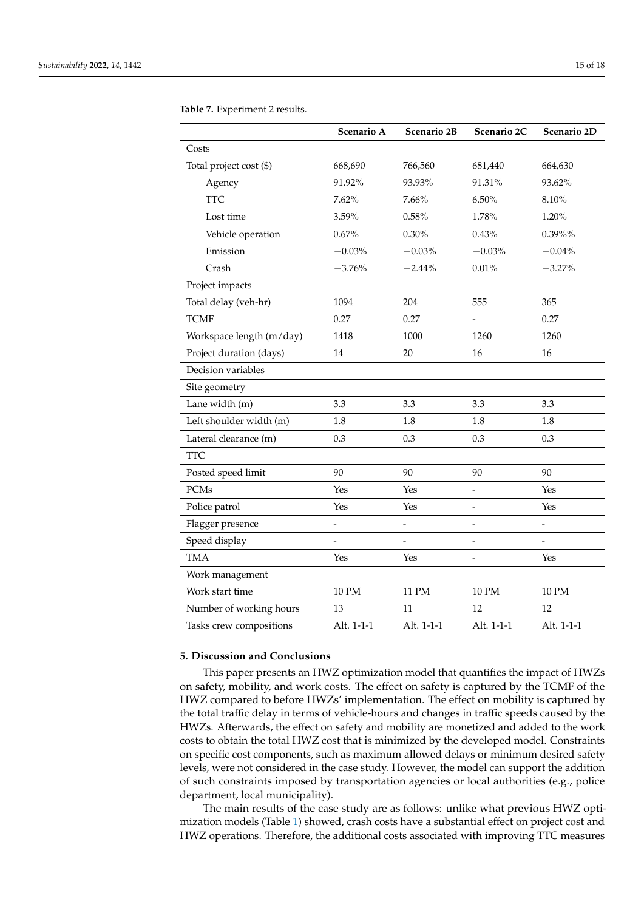**Table 7.** Experiment 2 results.

| | Scenario A | Scenario 2B | Scenario 2C | Scenario 2D |
|---|---|---|---|---|
| Costs | | | | |
| Total project cost ($) | 668,690 | 766,560 | 681,440 | 664,630 |
| Agency | 91.92% | 93.93% | 91.31% | 93.62% |
| TTC | 7.62% | 7.66% | 6.50% | 8.10% |
| Lost time | 3.59% | 0.58% | 1.78% | 1.20% |
| Vehicle operation | 0.67% | 0.30% | 0.43% | 0.39%% |
| Emission | −0.03% | −0.03% | −0.03% | −0.04% |
| Crash | −3.76% | −2.44% | 0.01% | −3.27% |
| Project impacts | | | | |
| Total delay (veh-hr) | 1094 | 204 | 555 | 365 |
| TCMF | 0.27 | 0.27 | - | 0.27 |
| Workspace length (m/day) | 1418 | 1000 | 1260 | 1260 |
| Project duration (days) | 14 | 20 | 16 | 16 |
| Decision variables | | | | |
| Site geometry | | | | |
| Lane width (m) | 3.3 | 3.3 | 3.3 | 3.3 |
| Left shoulder width (m) | 1.8 | 1.8 | 1.8 | 1.8 |
| Lateral clearance (m) | 0.3 | 0.3 | 0.3 | 0.3 |
| TTC | | | | |
| Posted speed limit | 90 | 90 | 90 | 90 |
| PCMs | Yes | Yes | - | Yes |
| Police patrol | Yes | Yes | - | Yes |
| Flagger presence | - | - | - | - |
| Speed display | - | - | - | - |
| TMA | Yes | Yes | - | Yes |
| Work management | | | | |
| Work start time | 10 PM | 11 PM | 10 PM | 10 PM |
| Number of working hours | 13 | 11 | 12 | 12 |
| Tasks crew compositions | Alt. 1-1-1 | Alt. 1-1-1 | Alt. 1-1-1 | Alt. 1-1-1 |

## 5. Discussion and Conclusions

This paper presents an HWZ optimization model that quantifies the impact of HWZs on safety, mobility, and work costs. The effect on safety is captured by the TCMF of the HWZ compared to before HWZs' implementation. The effect on mobility is captured by the total traffic delay in terms of vehicle-hours and changes in traffic speeds caused by the HWZs. Afterwards, the effect on safety and mobility are monetized and added to the work costs to obtain the total HWZ cost that is minimized by the developed model. Constraints on specific cost components, such as maximum allowed delays or minimum desired safety levels, were not considered in the case study. However, the model can support the addition of such constraints imposed by transportation agencies or local authorities (e.g., police department, local municipality).

The main results of the case study are as follows: unlike what previous HWZ optimization models (Table 1) showed, crash costs have a substantial effect on project cost and HWZ operations. Therefore, the additional costs associated with improving TTC measures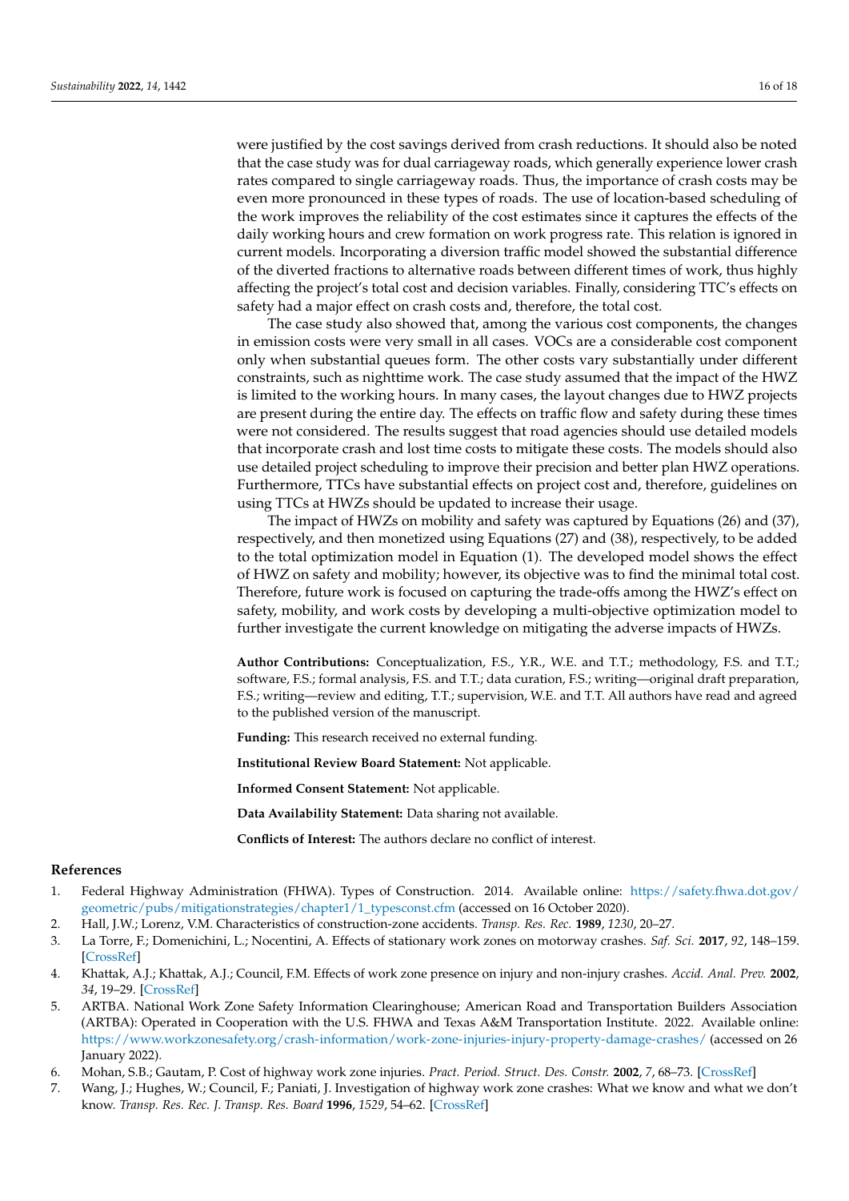were justified by the cost savings derived from crash reductions. It should also be noted that the case study was for dual carriageway roads, which generally experience lower crash rates compared to single carriageway roads. Thus, the importance of crash costs may be even more pronounced in these types of roads. The use of location-based scheduling of the work improves the reliability of the cost estimates since it captures the effects of the daily working hours and crew formation on work progress rate. This relation is ignored in current models. Incorporating a diversion traffic model showed the substantial difference of the diverted fractions to alternative roads between different times of work, thus highly affecting the project's total cost and decision variables. Finally, considering TTC's effects on safety had a major effect on crash costs and, therefore, the total cost.

The case study also showed that, among the various cost components, the changes in emission costs were very small in all cases. VOCs are a considerable cost component only when substantial queues form. The other costs vary substantially under different constraints, such as nighttime work. The case study assumed that the impact of the HWZ is limited to the working hours. In many cases, the layout changes due to HWZ projects are present during the entire day. The effects on traffic flow and safety during these times were not considered. The results suggest that road agencies should use detailed models that incorporate crash and lost time costs to mitigate these costs. The models should also use detailed project scheduling to improve their precision and better plan HWZ operations. Furthermore, TTCs have substantial effects on project cost and, therefore, guidelines on using TTCs at HWZs should be updated to increase their usage.

The impact of HWZs on mobility and safety was captured by Equations (26) and (37), respectively, and then monetized using Equations (27) and (38), respectively, to be added to the total optimization model in Equation (1). The developed model shows the effect of HWZ on safety and mobility; however, its objective was to find the minimal total cost. Therefore, future work is focused on capturing the trade-offs among the HWZ's effect on safety, mobility, and work costs by developing a multi-objective optimization model to further investigate the current knowledge on mitigating the adverse impacts of HWZs.

**Author Contributions:** Conceptualization, F.S., Y.R., W.E. and T.T.; methodology, F.S. and T.T.; software, F.S.; formal analysis, F.S. and T.T.; data curation, F.S.; writing—original draft preparation, F.S.; writing—review and editing, T.T.; supervision, W.E. and T.T. All authors have read and agreed to the published version of the manuscript.

**Funding:** This research received no external funding.

**Institutional Review Board Statement:** Not applicable.

**Informed Consent Statement:** Not applicable.

**Data Availability Statement:** Data sharing not available.

**Conflicts of Interest:** The authors declare no conflict of interest.

## References

1. Federal Highway Administration (FHWA). Types of Construction. 2014. Available online: https://safety.fhwa.dot.gov/geometric/pubs/mitigationstrategies/chapter1/1_typesconst.cfm (accessed on 16 October 2020).
2. Hall, J.W.; Lorenz, V.M. Characteristics of construction-zone accidents. *Transp. Res. Rec.* **1989**, *1230*, 20–27.
3. La Torre, F.; Domenichini, L.; Nocentini, A. Effects of stationary work zones on motorway crashes. *Saf. Sci.* **2017**, *92*, 148–159. [CrossRef]
4. Khattak, A.J.; Khattak, A.J.; Council, F.M. Effects of work zone presence on injury and non-injury crashes. *Accid. Anal. Prev.* **2002**, *34*, 19–29. [CrossRef]
5. ARTBA. National Work Zone Safety Information Clearinghouse; American Road and Transportation Builders Association (ARTBA): Operated in Cooperation with the U.S. FHWA and Texas A&M Transportation Institute. 2022. Available online: https://www.workzonesafety.org/crash-information/work-zone-injuries-injury-property-damage-crashes/ (accessed on 26 January 2022).
6. Mohan, S.B.; Gautam, P. Cost of highway work zone injuries. *Pract. Period. Struct. Des. Constr.* **2002**, *7*, 68–73. [CrossRef]
7. Wang, J.; Hughes, W.; Council, F.; Paniati, J. Investigation of highway work zone crashes: What we know and what we don't know. *Transp. Res. Rec. J. Transp. Res. Board* **1996**, *1529*, 54–62. [CrossRef]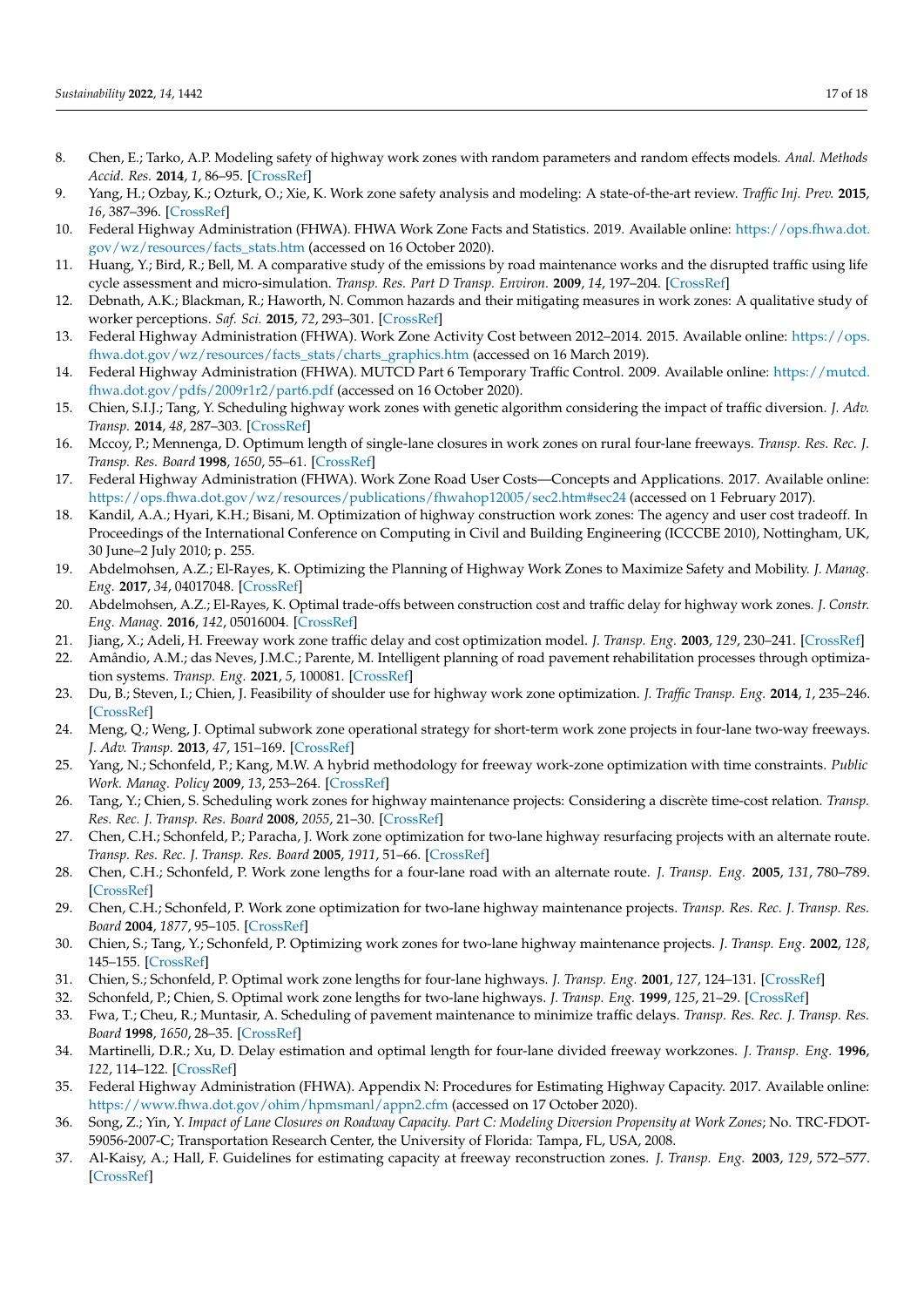8. Chen, E.; Tarko, A.P. Modeling safety of highway work zones with random parameters and random effects models. *Anal. Methods Accid. Res.* **2014**, *1*, 86–95. [CrossRef]
9. Yang, H.; Ozbay, K.; Ozturk, O.; Xie, K. Work zone safety analysis and modeling: A state-of-the-art review. *Traffic Inj. Prev.* **2015**, *16*, 387–396. [CrossRef]
10. Federal Highway Administration (FHWA). FHWA Work Zone Facts and Statistics. 2019. Available online: https://ops.fhwa.dot.gov/wz/resources/facts_stats.htm (accessed on 16 October 2020).
11. Huang, Y.; Bird, R.; Bell, M. A comparative study of the emissions by road maintenance works and the disrupted traffic using life cycle assessment and micro-simulation. *Transp. Res. Part D Transp. Environ.* **2009**, *14*, 197–204. [CrossRef]
12. Debnath, A.K.; Blackman, R.; Haworth, N. Common hazards and their mitigating measures in work zones: A qualitative study of worker perceptions. *Saf. Sci.* **2015**, *72*, 293–301. [CrossRef]
13. Federal Highway Administration (FHWA). Work Zone Activity Cost between 2012–2014. 2015. Available online: https://ops.fhwa.dot.gov/wz/resources/facts_stats/charts_graphics.htm (accessed on 16 March 2019).
14. Federal Highway Administration (FHWA). MUTCD Part 6 Temporary Traffic Control. 2009. Available online: https://mutcd.fhwa.dot.gov/pdfs/2009r1r2/part6.pdf (accessed on 16 October 2020).
15. Chien, S.I.J.; Tang, Y. Scheduling highway work zones with genetic algorithm considering the impact of traffic diversion. *J. Adv. Transp.* **2014**, *48*, 287–303. [CrossRef]
16. Mccoy, P.; Mennenga, D. Optimum length of single-lane closures in work zones on rural four-lane freeways. *Transp. Res. Rec. J. Transp. Res. Board* **1998**, *1650*, 55–61. [CrossRef]
17. Federal Highway Administration (FHWA). Work Zone Road User Costs—Concepts and Applications. 2017. Available online: https://ops.fhwa.dot.gov/wz/resources/publications/fhwahop12005/sec2.htm#sec24 (accessed on 1 February 2017).
18. Kandil, A.A.; Hyari, K.H.; Bisani, M. Optimization of highway construction work zones: The agency and user cost tradeoff. In Proceedings of the International Conference on Computing in Civil and Building Engineering (ICCCBE 2010), Nottingham, UK, 30 June–2 July 2010; p. 255.
19. Abdelmohsen, A.Z.; El-Rayes, K. Optimizing the Planning of Highway Work Zones to Maximize Safety and Mobility. *J. Manag. Eng.* **2017**, *34*, 04017048. [CrossRef]
20. Abdelmohsen, A.Z.; El-Rayes, K. Optimal trade-offs between construction cost and traffic delay for highway work zones. *J. Constr. Eng. Manag.* **2016**, *142*, 05016004. [CrossRef]
21. Jiang, X.; Adeli, H. Freeway work zone traffic delay and cost optimization model. *J. Transp. Eng.* **2003**, *129*, 230–241. [CrossRef]
22. Amândio, A.M.; das Neves, J.M.C.; Parente, M. Intelligent planning of road pavement rehabilitation processes through optimization systems. *Transp. Eng.* **2021**, *5*, 100081. [CrossRef]
23. Du, B.; Steven, I.; Chien, J. Feasibility of shoulder use for highway work zone optimization. *J. Traffic Transp. Eng.* **2014**, *1*, 235–246. [CrossRef]
24. Meng, Q.; Weng, J. Optimal subwork zone operational strategy for short-term work zone projects in four-lane two-way freeways. *J. Adv. Transp.* **2013**, *47*, 151–169. [CrossRef]
25. Yang, N.; Schonfeld, P.; Kang, M.W. A hybrid methodology for freeway work-zone optimization with time constraints. *Public Work. Manag. Policy* **2009**, *13*, 253–264. [CrossRef]
26. Tang, Y.; Chien, S. Scheduling work zones for highway maintenance projects: Considering a discrète time-cost relation. *Transp. Res. Rec. J. Transp. Res. Board* **2008**, *2055*, 21–30. [CrossRef]
27. Chen, C.H.; Schonfeld, P.; Paracha, J. Work zone optimization for two-lane highway resurfacing projects with an alternate route. *Transp. Res. Rec. J. Transp. Res. Board* **2005**, *1911*, 51–66. [CrossRef]
28. Chen, C.H.; Schonfeld, P. Work zone lengths for a four-lane road with an alternate route. *J. Transp. Eng.* **2005**, *131*, 780–789. [CrossRef]
29. Chen, C.H.; Schonfeld, P. Work zone optimization for two-lane highway maintenance projects. *Transp. Res. Rec. J. Transp. Res. Board* **2004**, *1877*, 95–105. [CrossRef]
30. Chien, S.; Tang, Y.; Schonfeld, P. Optimizing work zones for two-lane highway maintenance projects. *J. Transp. Eng.* **2002**, *128*, 145–155. [CrossRef]
31. Chien, S.; Schonfeld, P. Optimal work zone lengths for four-lane highways. *J. Transp. Eng.* **2001**, *127*, 124–131. [CrossRef]
32. Schonfeld, P.; Chien, S. Optimal work zone lengths for two-lane highways. *J. Transp. Eng.* **1999**, *125*, 21–29. [CrossRef]
33. Fwa, T.; Cheu, R.; Muntasir, A. Scheduling of pavement maintenance to minimize traffic delays. *Transp. Res. Rec. J. Transp. Res. Board* **1998**, *1650*, 28–35. [CrossRef]
34. Martinelli, D.R.; Xu, D. Delay estimation and optimal length for four-lane divided freeway workzones. *J. Transp. Eng.* **1996**, *122*, 114–122. [CrossRef]
35. Federal Highway Administration (FHWA). Appendix N: Procedures for Estimating Highway Capacity. 2017. Available online: https://www.fhwa.dot.gov/ohim/hpmsmanl/appn2.cfm (accessed on 17 October 2020).
36. Song, Z.; Yin, Y. *Impact of Lane Closures on Roadway Capacity. Part C: Modeling Diversion Propensity at Work Zones*; No. TRC-FDOT-59056-2007-C; Transportation Research Center, the University of Florida: Tampa, FL, USA, 2008.
37. Al-Kaisy, A.; Hall, F. Guidelines for estimating capacity at freeway reconstruction zones. *J. Transp. Eng.* **2003**, *129*, 572–577. [CrossRef]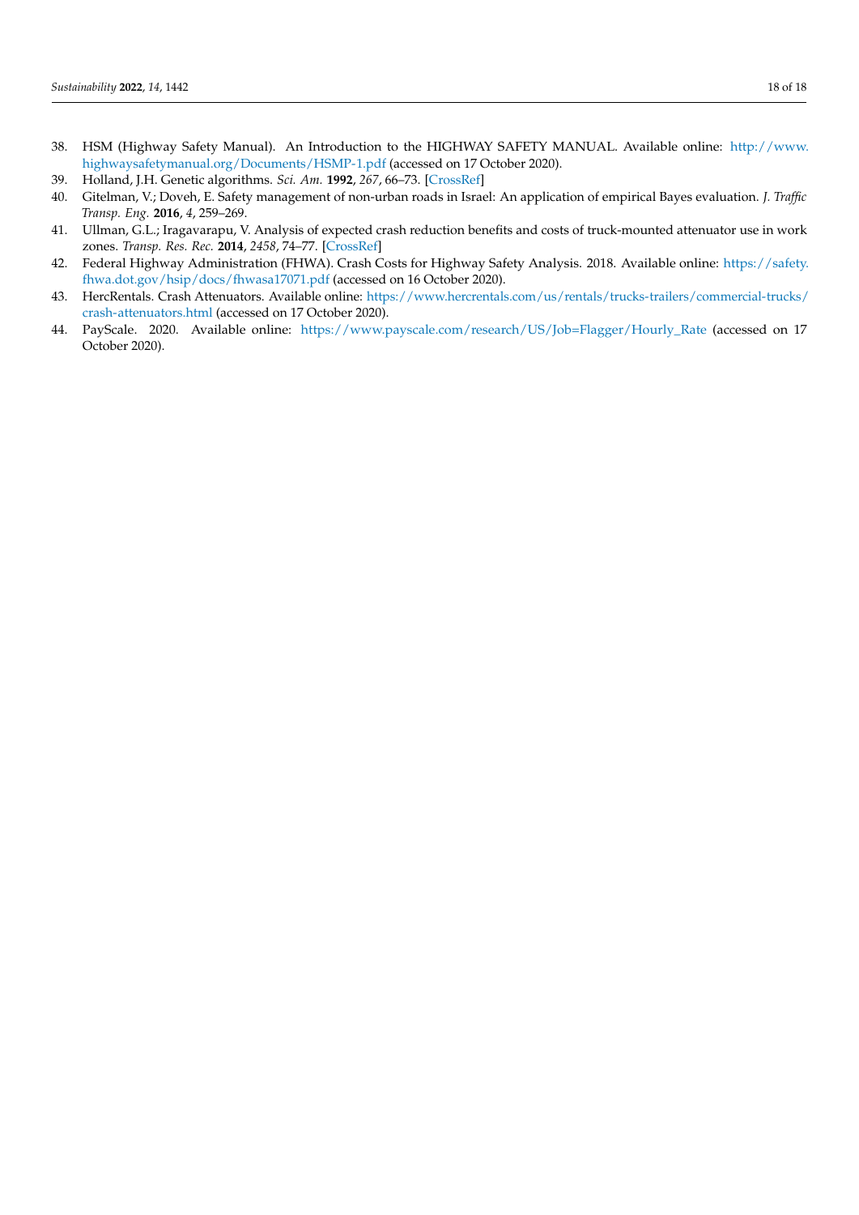38. HSM (Highway Safety Manual). An Introduction to the HIGHWAY SAFETY MANUAL. Available online: http://www.highwaysafetymanual.org/Documents/HSMP-1.pdf (accessed on 17 October 2020).
39. Holland, J.H. Genetic algorithms. *Sci. Am.* **1992**, *267*, 66–73. [CrossRef]
40. Gitelman, V.; Doveh, E. Safety management of non-urban roads in Israel: An application of empirical Bayes evaluation. *J. Traffic Transp. Eng.* **2016**, *4*, 259–269.
41. Ullman, G.L.; Iragavarapu, V. Analysis of expected crash reduction benefits and costs of truck-mounted attenuator use in work zones. *Transp. Res. Rec.* **2014**, *2458*, 74–77. [CrossRef]
42. Federal Highway Administration (FHWA). Crash Costs for Highway Safety Analysis. 2018. Available online: https://safety.fhwa.dot.gov/hsip/docs/fhwasa17071.pdf (accessed on 16 October 2020).
43. HercRentals. Crash Attenuators. Available online: https://www.hercrentals.com/us/rentals/trucks-trailers/commercial-trucks/crash-attenuators.html (accessed on 17 October 2020).
44. PayScale. 2020. Available online: https://www.payscale.com/research/US/Job=Flagger/Hourly_Rate (accessed on 17 October 2020).